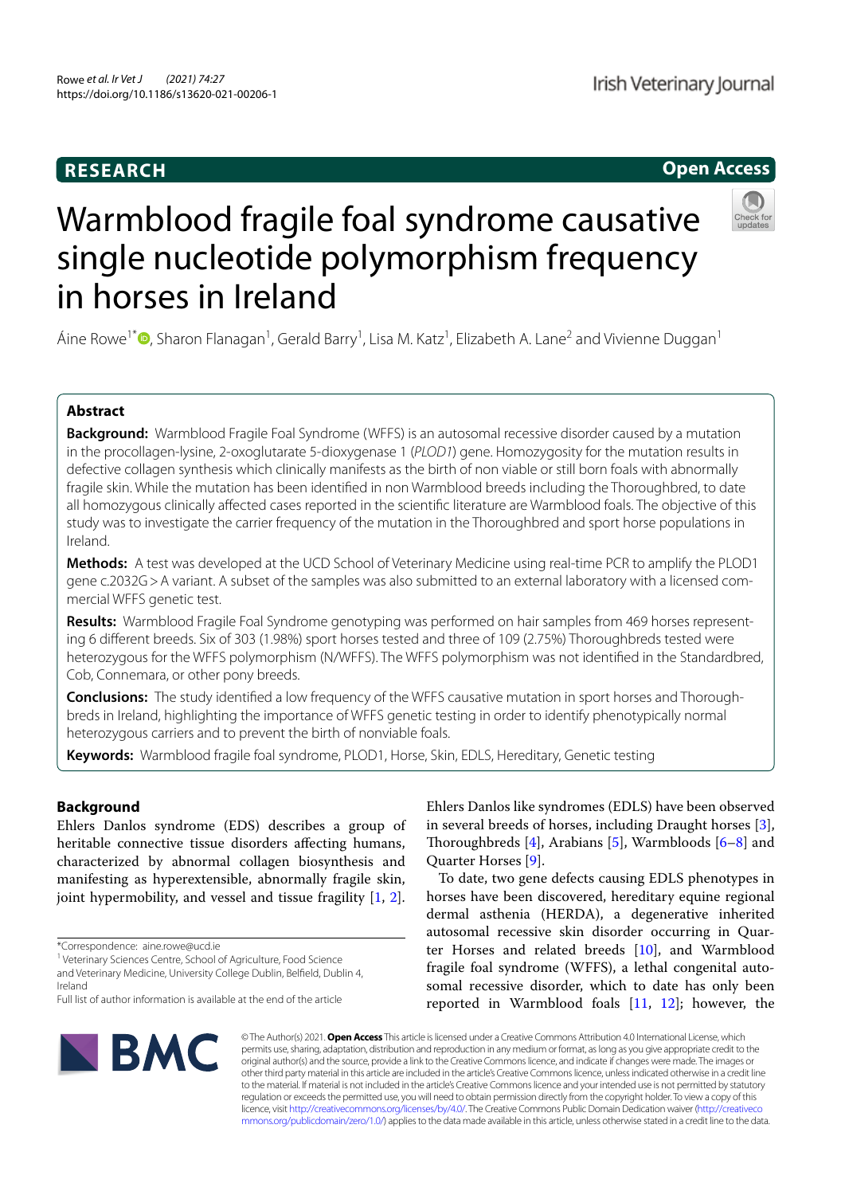RESEARCH

Open Access

# Warmblood fragile foal syndrome causative single nucleotide polymorphism frequency in horses in Ireland

Áine Rowe[1*], Sharon Flanagan[1], Gerald Barry[1], Lisa M. Katz[1], Elizabeth A. Lane[2] and Vivienne Duggan[1]

## Abstract

**Background:** Warmblood Fragile Foal Syndrome (WFFS) is an autosomal recessive disorder caused by a mutation in the procollagen-lysine, 2-oxoglutarate 5-dioxygenase 1 (*PLOD1*) gene. Homozygosity for the mutation results in defective collagen synthesis which clinically manifests as the birth of non viable or still born foals with abnormally fragile skin. While the mutation has been identified in non Warmblood breeds including the Thoroughbred, to date all homozygous clinically affected cases reported in the scientific literature are Warmblood foals. The objective of this study was to investigate the carrier frequency of the mutation in the Thoroughbred and sport horse populations in Ireland.

**Methods:** A test was developed at the UCD School of Veterinary Medicine using real-time PCR to amplify the PLOD1 gene c.2032G > A variant. A subset of the samples was also submitted to an external laboratory with a licensed commercial WFFS genetic test.

**Results:** Warmblood Fragile Foal Syndrome genotyping was performed on hair samples from 469 horses representing 6 different breeds. Six of 303 (1.98%) sport horses tested and three of 109 (2.75%) Thoroughbreds tested were heterozygous for the WFFS polymorphism (N/WFFS). The WFFS polymorphism was not identified in the Standardbred, Cob, Connemara, or other pony breeds.

**Conclusions:** The study identified a low frequency of the WFFS causative mutation in sport horses and Thoroughbreds in Ireland, highlighting the importance of WFFS genetic testing in order to identify phenotypically normal heterozygous carriers and to prevent the birth of nonviable foals.

**Keywords:** Warmblood fragile foal syndrome, PLOD1, Horse, Skin, EDLS, Hereditary, Genetic testing

## Background

Ehlers Danlos syndrome (EDS) describes a group of heritable connective tissue disorders affecting humans, characterized by abnormal collagen biosynthesis and manifesting as hyperextensible, abnormally fragile skin, joint hypermobility, and vessel and tissue fragility [1, 2].

Ehlers Danlos like syndromes (EDLS) have been observed in several breeds of horses, including Draught horses [3], Thoroughbreds [4], Arabians [5], Warmbloods [6–8] and Quarter Horses [9].

To date, two gene defects causing EDLS phenotypes in horses have been discovered, hereditary equine regional dermal asthenia (HERDA), a degenerative inherited autosomal recessive skin disorder occurring in Quarter Horses and related breeds [10], and Warmblood fragile foal syndrome (WFFS), a lethal congenital autosomal recessive disorder, which to date has only been reported in Warmblood foals [11, 12]; however, the

*Correspondence: aine.rowe@ucd.ie

[1] Veterinary Sciences Centre, School of Agriculture, Food Science and Veterinary Medicine, University College Dublin, Belfield, Dublin 4, Ireland

Full list of author information is available at the end of the article

© The Author(s) 2021. **Open Access** This article is licensed under a Creative Commons Attribution 4.0 International License, which permits use, sharing, adaptation, distribution and reproduction in any medium or format, as long as you give appropriate credit to the original author(s) and the source, provide a link to the Creative Commons licence, and indicate if changes were made. The images or other third party material in this article are included in the article's Creative Commons licence, unless indicated otherwise in a credit line to the material. If material is not included in the article's Creative Commons licence and your intended use is not permitted by statutory regulation or exceeds the permitted use, you will need to obtain permission directly from the copyright holder. To view a copy of this licence, visit http://creativecommons.org/licenses/by/4.0/. The Creative Commons Public Domain Dedication waiver (http://creativecommons.org/publicdomain/zero/1.0/) applies to the data made available in this article, unless otherwise stated in a credit line to the data.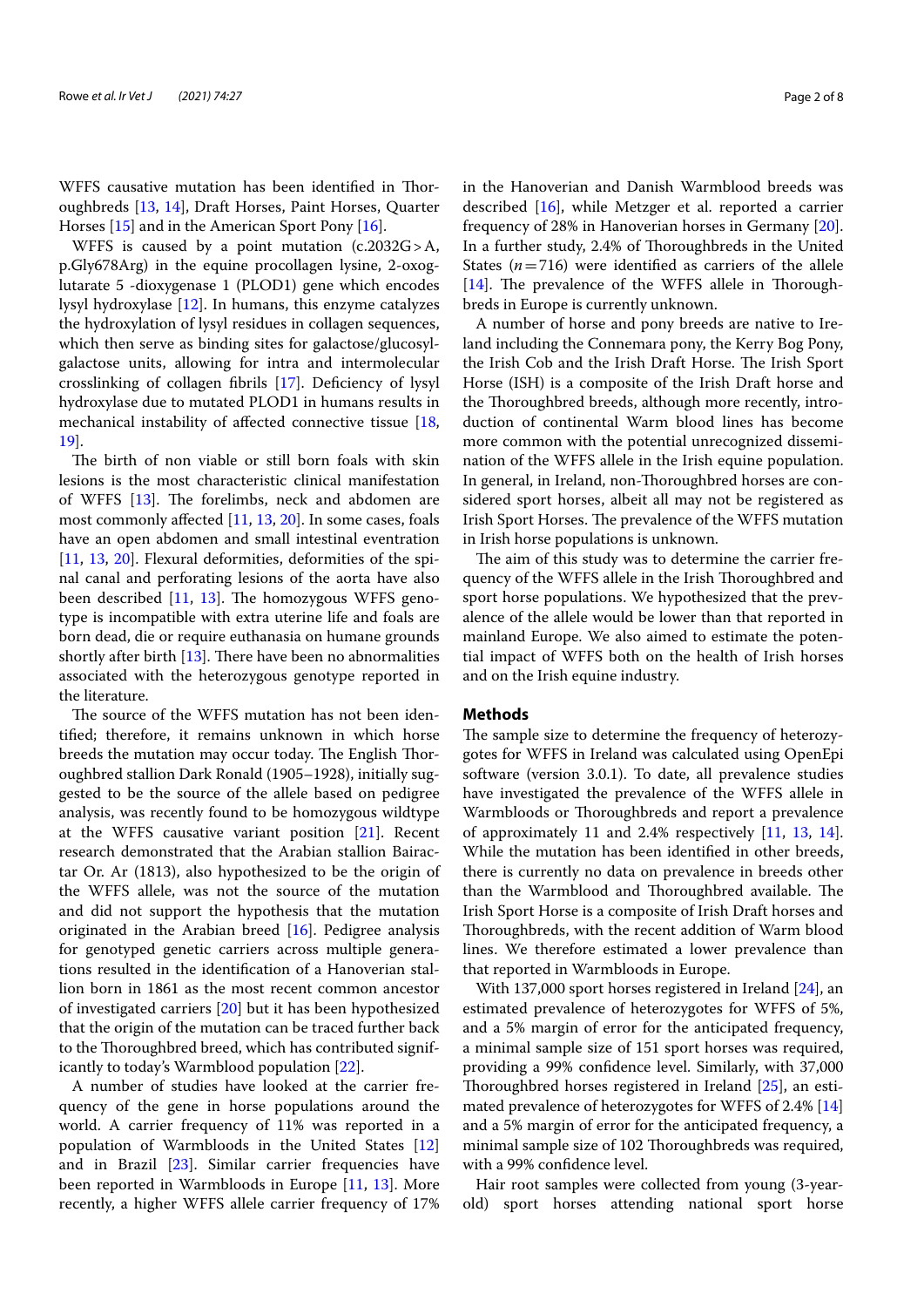WFFS causative mutation has been identified in Thoroughbreds [13, 14], Draft Horses, Paint Horses, Quarter Horses [15] and in the American Sport Pony [16].

WFFS is caused by a point mutation (c.2032G > A, p.Gly678Arg) in the equine procollagen lysine, 2-oxoglutarate 5 -dioxygenase 1 (PLOD1) gene which encodes lysyl hydroxylase [12]. In humans, this enzyme catalyzes the hydroxylation of lysyl residues in collagen sequences, which then serve as binding sites for galactose/glucosylgalactose units, allowing for intra and intermolecular crosslinking of collagen fibrils [17]. Deficiency of lysyl hydroxylase due to mutated PLOD1 in humans results in mechanical instability of affected connective tissue [18, 19].

The birth of non viable or still born foals with skin lesions is the most characteristic clinical manifestation of WFFS [13]. The forelimbs, neck and abdomen are most commonly affected [11, 13, 20]. In some cases, foals have an open abdomen and small intestinal eventration [11, 13, 20]. Flexural deformities, deformities of the spinal canal and perforating lesions of the aorta have also been described [11, 13]. The homozygous WFFS genotype is incompatible with extra uterine life and foals are born dead, die or require euthanasia on humane grounds shortly after birth [13]. There have been no abnormalities associated with the heterozygous genotype reported in the literature.

The source of the WFFS mutation has not been identified; therefore, it remains unknown in which horse breeds the mutation may occur today. The English Thoroughbred stallion Dark Ronald (1905–1928), initially suggested to be the source of the allele based on pedigree analysis, was recently found to be homozygous wildtype at the WFFS causative variant position [21]. Recent research demonstrated that the Arabian stallion Bairactar Or. Ar (1813), also hypothesized to be the origin of the WFFS allele, was not the source of the mutation and did not support the hypothesis that the mutation originated in the Arabian breed [16]. Pedigree analysis for genotyped genetic carriers across multiple generations resulted in the identification of a Hanoverian stallion born in 1861 as the most recent common ancestor of investigated carriers [20] but it has been hypothesized that the origin of the mutation can be traced further back to the Thoroughbred breed, which has contributed significantly to today's Warmblood population [22].

A number of studies have looked at the carrier frequency of the gene in horse populations around the world. A carrier frequency of 11% was reported in a population of Warmbloods in the United States [12] and in Brazil [23]. Similar carrier frequencies have been reported in Warmbloods in Europe [11, 13]. More recently, a higher WFFS allele carrier frequency of 17% in the Hanoverian and Danish Warmblood breeds was described [16], while Metzger et al. reported a carrier frequency of 28% in Hanoverian horses in Germany [20]. In a further study, 2.4% of Thoroughbreds in the United States ($n = 716$) were identified as carriers of the allele [14]. The prevalence of the WFFS allele in Thoroughbreds in Europe is currently unknown.

A number of horse and pony breeds are native to Ireland including the Connemara pony, the Kerry Bog Pony, the Irish Cob and the Irish Draft Horse. The Irish Sport Horse (ISH) is a composite of the Irish Draft horse and the Thoroughbred breeds, although more recently, introduction of continental Warm blood lines has become more common with the potential unrecognized dissemination of the WFFS allele in the Irish equine population. In general, in Ireland, non-Thoroughbred horses are considered sport horses, albeit all may not be registered as Irish Sport Horses. The prevalence of the WFFS mutation in Irish horse populations is unknown.

The aim of this study was to determine the carrier frequency of the WFFS allele in the Irish Thoroughbred and sport horse populations. We hypothesized that the prevalence of the allele would be lower than that reported in mainland Europe. We also aimed to estimate the potential impact of WFFS both on the health of Irish horses and on the Irish equine industry.

## Methods

The sample size to determine the frequency of heterozygotes for WFFS in Ireland was calculated using OpenEpi software (version 3.0.1). To date, all prevalence studies have investigated the prevalence of the WFFS allele in Warmbloods or Thoroughbreds and report a prevalence of approximately 11 and 2.4% respectively [11, 13, 14]. While the mutation has been identified in other breeds, there is currently no data on prevalence in breeds other than the Warmblood and Thoroughbred available. The Irish Sport Horse is a composite of Irish Draft horses and Thoroughbreds, with the recent addition of Warm blood lines. We therefore estimated a lower prevalence than that reported in Warmbloods in Europe.

With 137,000 sport horses registered in Ireland [24], an estimated prevalence of heterozygotes for WFFS of 5%, and a 5% margin of error for the anticipated frequency, a minimal sample size of 151 sport horses was required, providing a 99% confidence level. Similarly, with 37,000 Thoroughbred horses registered in Ireland [25], an estimated prevalence of heterozygotes for WFFS of 2.4% [14] and a 5% margin of error for the anticipated frequency, a minimal sample size of 102 Thoroughbreds was required, with a 99% confidence level.

Hair root samples were collected from young (3-year-old) sport horses attending national sport horse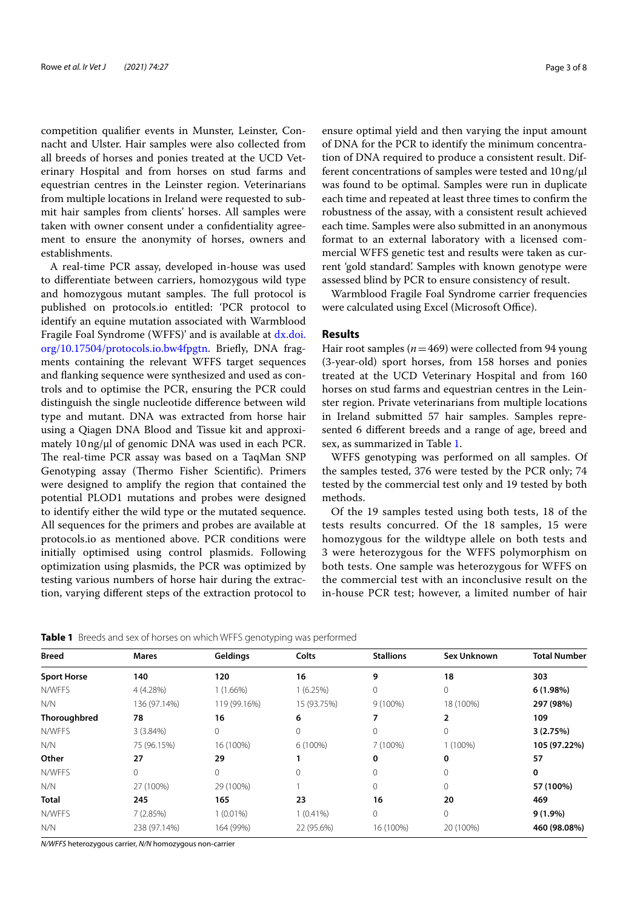competition qualifier events in Munster, Leinster, Connacht and Ulster. Hair samples were also collected from all breeds of horses and ponies treated at the UCD Veterinary Hospital and from horses on stud farms and equestrian centres in the Leinster region. Veterinarians from multiple locations in Ireland were requested to submit hair samples from clients' horses. All samples were taken with owner consent under a confidentiality agreement to ensure the anonymity of horses, owners and establishments.

A real-time PCR assay, developed in-house was used to differentiate between carriers, homozygous wild type and homozygous mutant samples. The full protocol is published on protocols.io entitled: 'PCR protocol to identify an equine mutation associated with Warmblood Fragile Foal Syndrome (WFFS)' and is available at dx.doi.org/10.17504/protocols.io.bw4fpgtn. Briefly, DNA fragments containing the relevant WFFS target sequences and flanking sequence were synthesized and used as controls and to optimise the PCR, ensuring the PCR could distinguish the single nucleotide difference between wild type and mutant. DNA was extracted from horse hair using a Qiagen DNA Blood and Tissue kit and approximately 10 ng/μl of genomic DNA was used in each PCR. The real-time PCR assay was based on a TaqMan SNP Genotyping assay (Thermo Fisher Scientific). Primers were designed to amplify the region that contained the potential PLOD1 mutations and probes were designed to identify either the wild type or the mutated sequence. All sequences for the primers and probes are available at protocols.io as mentioned above. PCR conditions were initially optimised using control plasmids. Following optimization using plasmids, the PCR was optimized by testing various numbers of horse hair during the extraction, varying different steps of the extraction protocol to ensure optimal yield and then varying the input amount of DNA for the PCR to identify the minimum concentration of DNA required to produce a consistent result. Different concentrations of samples were tested and 10 ng/μl was found to be optimal. Samples were run in duplicate each time and repeated at least three times to confirm the robustness of the assay, with a consistent result achieved each time. Samples were also submitted in an anonymous format to an external laboratory with a licensed commercial WFFS genetic test and results were taken as current 'gold standard'. Samples with known genotype were assessed blind by PCR to ensure consistency of result.

Warmblood Fragile Foal Syndrome carrier frequencies were calculated using Excel (Microsoft Office).

## Results

Hair root samples ($n = 469$) were collected from 94 young (3-year-old) sport horses, from 158 horses and ponies treated at the UCD Veterinary Hospital and from 160 horses on stud farms and equestrian centres in the Leinster region. Private veterinarians from multiple locations in Ireland submitted 57 hair samples. Samples represented 6 different breeds and a range of age, breed and sex, as summarized in Table 1.

WFFS genotyping was performed on all samples. Of the samples tested, 376 were tested by the PCR only; 74 tested by the commercial test only and 19 tested by both methods.

Of the 19 samples tested using both tests, 18 of the tests results concurred. Of the 18 samples, 15 were homozygous for the wildtype allele on both tests and 3 were heterozygous for the WFFS polymorphism on both tests. One sample was heterozygous for WFFS on the commercial test with an inconclusive result on the in-house PCR test; however, a limited number of hair

**Table 1** Breeds and sex of horses on which WFFS genotyping was performed

| Breed | Mares | Geldings | Colts | Stallions | Sex Unknown | Total Number |
|---|---|---|---|---|---|---|
| **Sport Horse** | **140** | **120** | **16** | **9** | **18** | **303** |
| N/WFFS | 4 (4.28%) | 1 (1.66%) | 1 (6.25%) | 0 | 0 | **6 (1.98%)** |
| N/N | 136 (97.14%) | 119 (99.16%) | 15 (93.75%) | 9 (100%) | 18 (100%) | **297 (98%)** |
| **Thoroughbred** | **78** | **16** | **6** | **7** | **2** | **109** |
| N/WFFS | 3 (3.84%) | 0 | 0 | 0 | 0 | **3 (2.75%)** |
| N/N | 75 (96.15%) | 16 (100%) | 6 (100%) | 7 (100%) | 1 (100%) | **105 (97.22%)** |
| **Other** | **27** | **29** | **1** | **0** | **0** | **57** |
| N/WFFS | 0 | 0 | 0 | 0 | 0 | **0** |
| N/N | 27 (100%) | 29 (100%) | 1 | 0 | 0 | **57 (100%)** |
| **Total** | **245** | **165** | **23** | **16** | **20** | **469** |
| N/WFFS | 7 (2.85%) | 1 (0.01%) | 1 (0.41%) | 0 | 0 | **9 (1.9%)** |
| N/N | 238 (97.14%) | 164 (99%) | 22 (95.6%) | 16 (100%) | 20 (100%) | **460 (98.08%)** |

*N/WFFS* heterozygous carrier, *N/N* homozygous non-carrier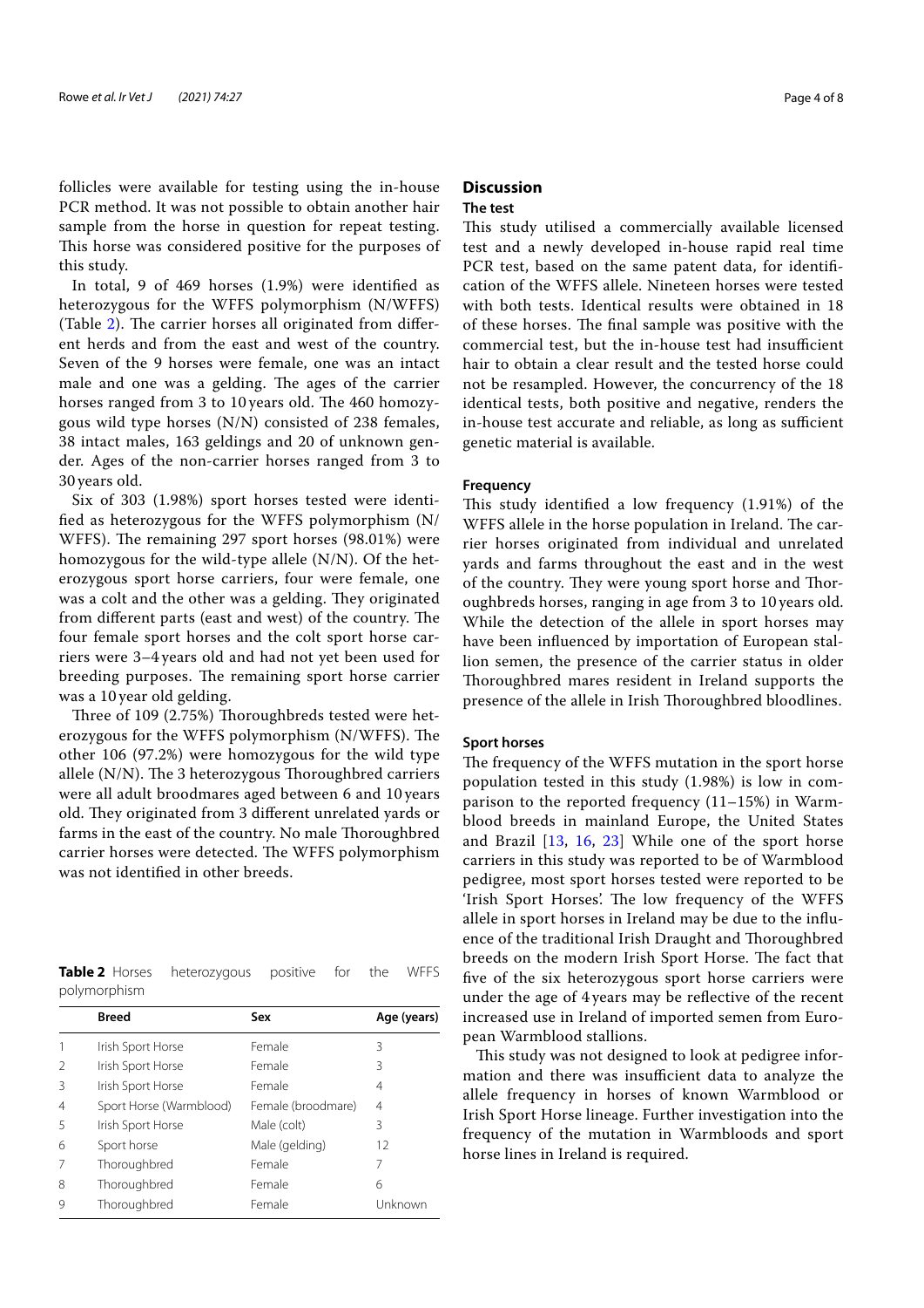follicles were available for testing using the in-house PCR method. It was not possible to obtain another hair sample from the horse in question for repeat testing. This horse was considered positive for the purposes of this study.

In total, 9 of 469 horses (1.9%) were identified as heterozygous for the WFFS polymorphism (N/WFFS) (Table 2). The carrier horses all originated from different herds and from the east and west of the country. Seven of the 9 horses were female, one was an intact male and one was a gelding. The ages of the carrier horses ranged from 3 to 10 years old. The 460 homozygous wild type horses (N/N) consisted of 238 females, 38 intact males, 163 geldings and 20 of unknown gender. Ages of the non-carrier horses ranged from 3 to 30 years old.

Six of 303 (1.98%) sport horses tested were identified as heterozygous for the WFFS polymorphism (N/WFFS). The remaining 297 sport horses (98.01%) were homozygous for the wild-type allele (N/N). Of the heterozygous sport horse carriers, four were female, one was a colt and the other was a gelding. They originated from different parts (east and west) of the country. The four female sport horses and the colt sport horse carriers were 3–4 years old and had not yet been used for breeding purposes. The remaining sport horse carrier was a 10 year old gelding.

Three of 109 (2.75%) Thoroughbreds tested were heterozygous for the WFFS polymorphism (N/WFFS). The other 106 (97.2%) were homozygous for the wild type allele (N/N). The 3 heterozygous Thoroughbred carriers were all adult broodmares aged between 6 and 10 years old. They originated from 3 different unrelated yards or farms in the east of the country. No male Thoroughbred carrier horses were detected. The WFFS polymorphism was not identified in other breeds.

**Table 2** Horses heterozygous positive for the WFFS polymorphism

| | Breed | Sex | Age (years) |
|---|---|---|---|
| 1 | Irish Sport Horse | Female | 3 |
| 2 | Irish Sport Horse | Female | 3 |
| 3 | Irish Sport Horse | Female | 4 |
| 4 | Sport Horse (Warmblood) | Female (broodmare) | 4 |
| 5 | Irish Sport Horse | Male (colt) | 3 |
| 6 | Sport horse | Male (gelding) | 12 |
| 7 | Thoroughbred | Female | 7 |
| 8 | Thoroughbred | Female | 6 |
| 9 | Thoroughbred | Female | Unknown |

## Discussion

### The test

This study utilised a commercially available licensed test and a newly developed in-house rapid real time PCR test, based on the same patent data, for identification of the WFFS allele. Nineteen horses were tested with both tests. Identical results were obtained in 18 of these horses. The final sample was positive with the commercial test, but the in-house test had insufficient hair to obtain a clear result and the tested horse could not be resampled. However, the concurrency of the 18 identical tests, both positive and negative, renders the in-house test accurate and reliable, as long as sufficient genetic material is available.

### Frequency

This study identified a low frequency (1.91%) of the WFFS allele in the horse population in Ireland. The carrier horses originated from individual and unrelated yards and farms throughout the east and in the west of the country. They were young sport horse and Thoroughbreds horses, ranging in age from 3 to 10 years old. While the detection of the allele in sport horses may have been influenced by importation of European stallion semen, the presence of the carrier status in older Thoroughbred mares resident in Ireland supports the presence of the allele in Irish Thoroughbred bloodlines.

### Sport horses

The frequency of the WFFS mutation in the sport horse population tested in this study (1.98%) is low in comparison to the reported frequency (11–15%) in Warmblood breeds in mainland Europe, the United States and Brazil [13, 16, 23] While one of the sport horse carriers in this study was reported to be of Warmblood pedigree, most sport horses tested were reported to be 'Irish Sport Horses'. The low frequency of the WFFS allele in sport horses in Ireland may be due to the influence of the traditional Irish Draught and Thoroughbred breeds on the modern Irish Sport Horse. The fact that five of the six heterozygous sport horse carriers were under the age of 4 years may be reflective of the recent increased use in Ireland of imported semen from European Warmblood stallions.

This study was not designed to look at pedigree information and there was insufficient data to analyze the allele frequency in horses of known Warmblood or Irish Sport Horse lineage. Further investigation into the frequency of the mutation in Warmbloods and sport horse lines in Ireland is required.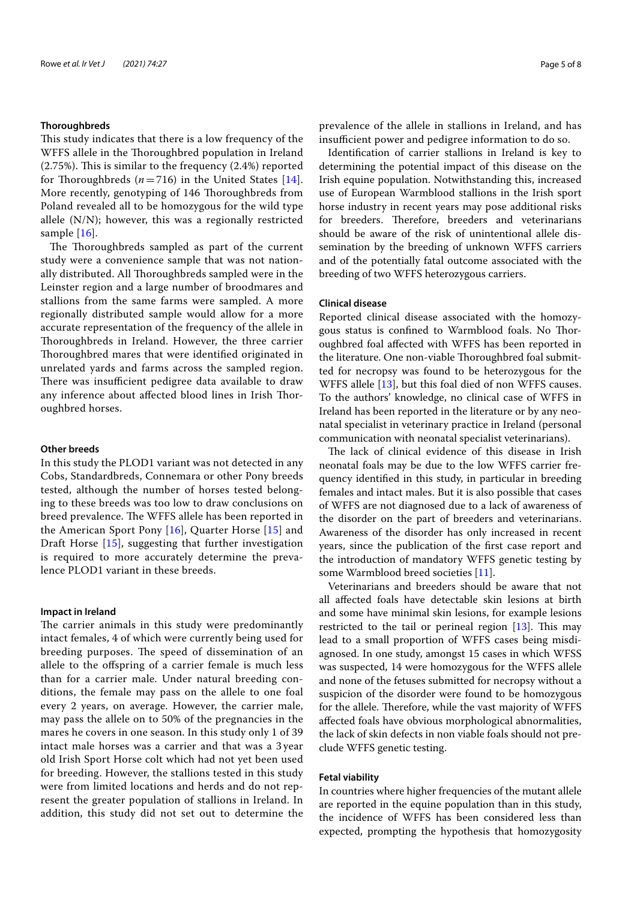### Thoroughbreds

This study indicates that there is a low frequency of the WFFS allele in the Thoroughbred population in Ireland (2.75%). This is similar to the frequency (2.4%) reported for Thoroughbreds ($n = 716$) in the United States [14]. More recently, genotyping of 146 Thoroughbreds from Poland revealed all to be homozygous for the wild type allele (N/N); however, this was a regionally restricted sample [16].

The Thoroughbreds sampled as part of the current study were a convenience sample that was not nationally distributed. All Thoroughbreds sampled were in the Leinster region and a large number of broodmares and stallions from the same farms were sampled. A more regionally distributed sample would allow for a more accurate representation of the frequency of the allele in Thoroughbreds in Ireland. However, the three carrier Thoroughbred mares that were identified originated in unrelated yards and farms across the sampled region. There was insufficient pedigree data available to draw any inference about affected blood lines in Irish Thoroughbred horses.

### Other breeds

In this study the PLOD1 variant was not detected in any Cobs, Standardbreds, Connemara or other Pony breeds tested, although the number of horses tested belonging to these breeds was too low to draw conclusions on breed prevalence. The WFFS allele has been reported in the American Sport Pony [16], Quarter Horse [15] and Draft Horse [15], suggesting that further investigation is required to more accurately determine the prevalence PLOD1 variant in these breeds.

### Impact in Ireland

The carrier animals in this study were predominantly intact females, 4 of which were currently being used for breeding purposes. The speed of dissemination of an allele to the offspring of a carrier female is much less than for a carrier male. Under natural breeding conditions, the female may pass on the allele to one foal every 2 years, on average. However, the carrier male, may pass the allele on to 50% of the pregnancies in the mares he covers in one season. In this study only 1 of 39 intact male horses was a carrier and that was a 3 year old Irish Sport Horse colt which had not yet been used for breeding. However, the stallions tested in this study were from limited locations and herds and do not represent the greater population of stallions in Ireland. In addition, this study did not set out to determine the prevalence of the allele in stallions in Ireland, and has insufficient power and pedigree information to do so.

Identification of carrier stallions in Ireland is key to determining the potential impact of this disease on the Irish equine population. Notwithstanding this, increased use of European Warmblood stallions in the Irish sport horse industry in recent years may pose additional risks for breeders. Therefore, breeders and veterinarians should be aware of the risk of unintentional allele dissemination by the breeding of unknown WFFS carriers and of the potentially fatal outcome associated with the breeding of two WFFS heterozygous carriers.

### Clinical disease

Reported clinical disease associated with the homozygous status is confined to Warmblood foals. No Thoroughbred foal affected with WFFS has been reported in the literature. One non-viable Thoroughbred foal submitted for necropsy was found to be heterozygous for the WFFS allele [13], but this foal died of non WFFS causes. To the authors' knowledge, no clinical case of WFFS in Ireland has been reported in the literature or by any neonatal specialist in veterinary practice in Ireland (personal communication with neonatal specialist veterinarians).

The lack of clinical evidence of this disease in Irish neonatal foals may be due to the low WFFS carrier frequency identified in this study, in particular in breeding females and intact males. But it is also possible that cases of WFFS are not diagnosed due to a lack of awareness of the disorder on the part of breeders and veterinarians. Awareness of the disorder has only increased in recent years, since the publication of the first case report and the introduction of mandatory WFFS genetic testing by some Warmblood breed societies [11].

Veterinarians and breeders should be aware that not all affected foals have detectable skin lesions at birth and some have minimal skin lesions, for example lesions restricted to the tail or perineal region [13]. This may lead to a small proportion of WFFS cases being misdiagnosed. In one study, amongst 15 cases in which WFSS was suspected, 14 were homozygous for the WFFS allele and none of the fetuses submitted for necropsy without a suspicion of the disorder were found to be homozygous for the allele. Therefore, while the vast majority of WFFS affected foals have obvious morphological abnormalities, the lack of skin defects in non viable foals should not preclude WFFS genetic testing.

### Fetal viability

In countries where higher frequencies of the mutant allele are reported in the equine population than in this study, the incidence of WFFS has been considered less than expected, prompting the hypothesis that homozygosity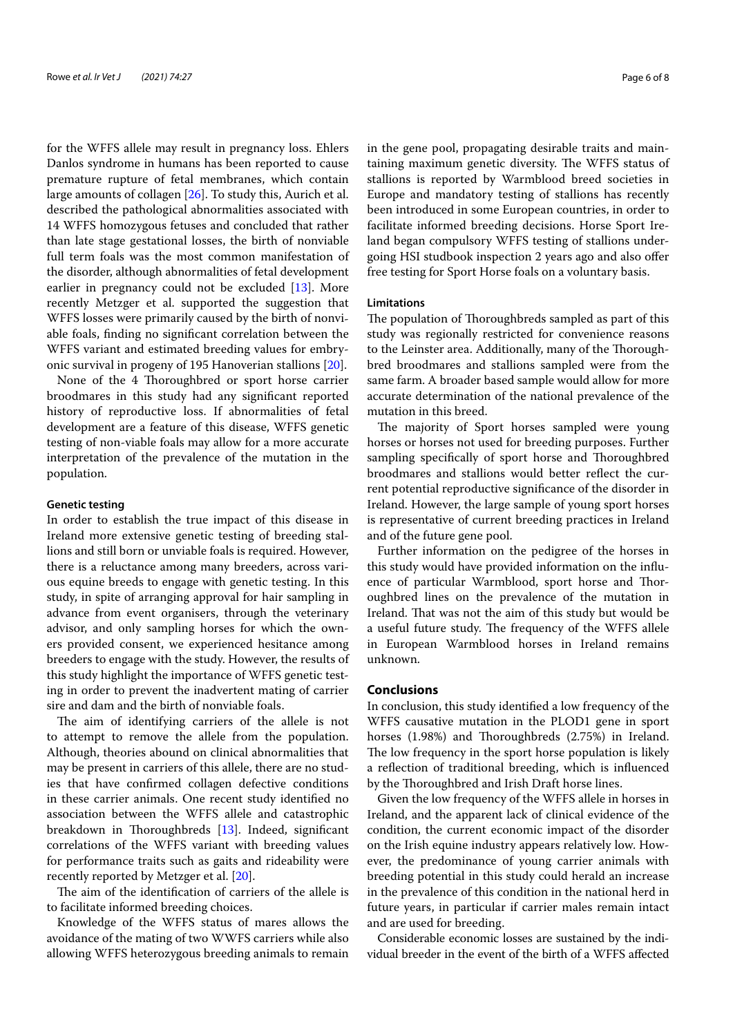for the WFFS allele may result in pregnancy loss. Ehlers Danlos syndrome in humans has been reported to cause premature rupture of fetal membranes, which contain large amounts of collagen [26]. To study this, Aurich et al. described the pathological abnormalities associated with 14 WFFS homozygous fetuses and concluded that rather than late stage gestational losses, the birth of nonviable full term foals was the most common manifestation of the disorder, although abnormalities of fetal development earlier in pregnancy could not be excluded [13]. More recently Metzger et al. supported the suggestion that WFFS losses were primarily caused by the birth of nonviable foals, finding no significant correlation between the WFFS variant and estimated breeding values for embryonic survival in progeny of 195 Hanoverian stallions [20].

None of the 4 Thoroughbred or sport horse carrier broodmares in this study had any significant reported history of reproductive loss. If abnormalities of fetal development are a feature of this disease, WFFS genetic testing of non-viable foals may allow for a more accurate interpretation of the prevalence of the mutation in the population.

#### Genetic testing

In order to establish the true impact of this disease in Ireland more extensive genetic testing of breeding stallions and still born or unviable foals is required. However, there is a reluctance among many breeders, across various equine breeds to engage with genetic testing. In this study, in spite of arranging approval for hair sampling in advance from event organisers, through the veterinary advisor, and only sampling horses for which the owners provided consent, we experienced hesitance among breeders to engage with the study. However, the results of this study highlight the importance of WFFS genetic testing in order to prevent the inadvertent mating of carrier sire and dam and the birth of nonviable foals.

The aim of identifying carriers of the allele is not to attempt to remove the allele from the population. Although, theories abound on clinical abnormalities that may be present in carriers of this allele, there are no studies that have confirmed collagen defective conditions in these carrier animals. One recent study identified no association between the WFFS allele and catastrophic breakdown in Thoroughbreds [13]. Indeed, significant correlations of the WFFS variant with breeding values for performance traits such as gaits and rideability were recently reported by Metzger et al. [20].

The aim of the identification of carriers of the allele is to facilitate informed breeding choices.

Knowledge of the WFFS status of mares allows the avoidance of the mating of two WWFS carriers while also allowing WFFS heterozygous breeding animals to remain in the gene pool, propagating desirable traits and maintaining maximum genetic diversity. The WFFS status of stallions is reported by Warmblood breed societies in Europe and mandatory testing of stallions has recently been introduced in some European countries, in order to facilitate informed breeding decisions. Horse Sport Ireland began compulsory WFFS testing of stallions undergoing HSI studbook inspection 2 years ago and also offer free testing for Sport Horse foals on a voluntary basis.

#### Limitations

The population of Thoroughbreds sampled as part of this study was regionally restricted for convenience reasons to the Leinster area. Additionally, many of the Thoroughbred broodmares and stallions sampled were from the same farm. A broader based sample would allow for more accurate determination of the national prevalence of the mutation in this breed.

The majority of Sport horses sampled were young horses or horses not used for breeding purposes. Further sampling specifically of sport horse and Thoroughbred broodmares and stallions would better reflect the current potential reproductive significance of the disorder in Ireland. However, the large sample of young sport horses is representative of current breeding practices in Ireland and of the future gene pool.

Further information on the pedigree of the horses in this study would have provided information on the influence of particular Warmblood, sport horse and Thoroughbred lines on the prevalence of the mutation in Ireland. That was not the aim of this study but would be a useful future study. The frequency of the WFFS allele in European Warmblood horses in Ireland remains unknown.

## Conclusions

In conclusion, this study identified a low frequency of the WFFS causative mutation in the PLOD1 gene in sport horses (1.98%) and Thoroughbreds (2.75%) in Ireland. The low frequency in the sport horse population is likely a reflection of traditional breeding, which is influenced by the Thoroughbred and Irish Draft horse lines.

Given the low frequency of the WFFS allele in horses in Ireland, and the apparent lack of clinical evidence of the condition, the current economic impact of the disorder on the Irish equine industry appears relatively low. However, the predominance of young carrier animals with breeding potential in this study could herald an increase in the prevalence of this condition in the national herd in future years, in particular if carrier males remain intact and are used for breeding.

Considerable economic losses are sustained by the individual breeder in the event of the birth of a WFFS affected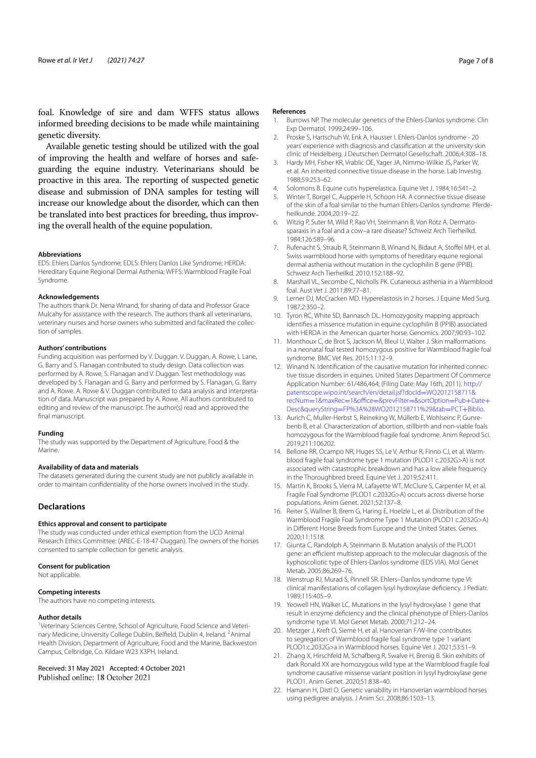foal. Knowledge of sire and dam WFFS status allows informed breeding decisions to be made while maintaining genetic diversity.

Available genetic testing should be utilized with the goal of improving the health and welfare of horses and safeguarding the equine industry. Veterinarians should be proactive in this area. The reporting of suspected genetic disease and submission of DNA samples for testing will increase our knowledge about the disorder, which can then be translated into best practices for breeding, thus improving the overall health of the equine population.

#### Abbreviations

EDS: Ehlers Danlos Syndrome; EDLS: Ehlers Danlos Like Syndrome; HERDA: Hereditary Equine Regional Dermal Asthenia; WFFS: Warmblood Fragile Foal Syndrome.

#### Acknowledgements

The authors thank Dr. Nena Winand, for sharing of data and Professor Grace Mulcahy for assistance with the research. The authors thank all veterinarians, veterinary nurses and horse owners who submitted and facilitated the collection of samples.

#### Authors' contributions

Funding acquisition was performed by V. Duggan. V. Duggan, A. Rowe, L Lane, G. Barry and S. Flanagan contributed to study design. Data collection was performed by A. Rowe, S. Flanagan and V. Duggan. Test methodology was developed by S. Flanagan and G. Barry and performed by S. Flanagan, G. Barry and A. Rowe. A. Rowe & V. Duggan contributed to data analysis and interpretation of data. Manuscript was prepared by A. Rowe. All authors contributed to editing and review of the manuscript. The author(s) read and approved the final manuscript.

#### Funding

The study was supported by the Department of Agriculture, Food & the Marine.

#### Availability of data and materials

The datasets generated during the current study are not publicly available in order to maintain confidentiality of the horse owners involved in the study.

### Declarations

#### Ethics approval and consent to participate

The study was conducted under ethical exemption from the UCD Animal Research Ethics Committee: (AREC-E-18-47-Duggan). The owners of the horses consented to sample collection for genetic analysis.

#### Consent for publication

Not applicable.

#### Competing interests

The authors have no competing interests.

#### Author details

[1]Veterinary Sciences Centre, School of Agriculture, Food Science and Veterinary Medicine, University College Dublin, Belfield, Dublin 4, Ireland. [2]Animal Health Division, Department of Agriculture, Food and the Marine, Backweston Campus, Celbridge, Co. Kildare W23 X3PH, Ireland.

Received: 31 May 2021 Accepted: 4 October 2021
Published online: 18 October 2021

#### References

1. Burrows NP. The molecular genetics of the Ehlers-Danlos syndrome. Clin Exp Dermatol. 1999;24:99–106.
2. Proske S, Hartschuh W, Enk A, Hausser I. Ehlers-Danlos syndrome - 20 years' experience with diagnosis and classification at the university skin clinic of Heidelberg. J Deutschen Dermatol Gesellschaft. 2006;4:308–18.
3. Hardy MH, Fisher KR, Vrablic OE, Yager JA, Nimmo-Wilkie JS, Parker W, et al. An inherited connective tissue disease in the horse. Lab Investig. 1988;59:253–62.
4. Solomons B. Equine cutis hyperelastica. Equine Vet J. 1984;16:541–2.
5. Winter T, Borgel C, Aupperle H, Schoon HA. A connective tissue disease of the skin of a foal similar to the human Ehlers-Danlos syndrome. Pferdeheilkunde. 2004;20:19–22.
6. Witzig P, Suter M, Wild P, Rao VH, Steinmann B, Von Rotz A. Dermatosparaxis in a foal and a cow–a rare disease? Schweiz Arch Tierheilkd. 1984;126:589–96.
7. Rufenacht S, Straub R, Steinmann B, Winand N, Bidaut A, Stoffel MH, et al. Swiss warmblood horse with symptoms of hereditary equine regional dermal asthenia without mutation in the cyclophilin B gene (PPIB). Schweiz Arch Tierheilkd. 2010;152:188–92.
8. Marshall VL, Secombe C, Nicholls PK. Cutaneous asthenia in a Warmblood foal. Aust Vet J. 2011;89:77–81.
9. Lerner DJ, McCracken MD. Hyperelastosis in 2 horses. J Equine Med Surg. 1987;2:350–2.
10. Tyron RC, White SD, Bannasch DL. Homozygosity mapping approach identifies a missence mutation in equine cyclophilin B (PPIB) associated with HERDA in the American quarter horse. Genomics. 2007;90:93–102.
11. Monthoux C, de Brot S, Jackson M, Bleul U, Walter J. Skin malformations in a neonatal foal tested homozygous positive for Warmblood fragile foal syndrome. BMC Vet Res. 2015;11:12–9.
12. Winand N. Identification of the causative mutation for inherited connective tissue disorders in equines. United States Department Of Commerce Application Number: 61/486,464; (Filing Date: May 16th, 2011). http://patentscope.wipo.int/search/en/detail.jsf?docId=WO2012158711&recNum=1&maxRec=1&office=&prevFilter=&sortOption=Pub+Date+Desc&queryString=FP%3A%28WO2012158711%29&tab=PCT+Biblio.
13. Aurich C, Muller-Herbst S, Reineking W, Müllerb E, Wohlseinc P, Gunreben B, et al. Characterization of abortion, stillbirth and non-viable foals homozygous for the Warmblood fragile foal syndrome. Anim Reprod Sci. 2019;211:106202.
14. Bellone RR, Ocampo NR, Huges SS, Le V, Arthur R, Finno CJ, et al. Warmblood fragile foal syndrome type 1 mutation (PLOD1 c.2032G>A) is not associated with catastrophic breakdown and has a low allele frequency in the Thoroughbred breed. Equine Vet J. 2019;52:411.
15. Martin K, Brooks S, Vierra M, Lafayette WT, McClure S, Carpenter M, et al. Fragile Foal Syndrome (PLOD1 c.2032G>A) occurs across diverse horse populations. Anim Genet. 2021;52:137–8.
16. Reiter S, Wallner B, Brem G, Haring E, Hoelzle L, et al. Distribution of the Warmblood Fragile Foal Syndrome Type 1 Mutation (PLOD1 c.2032G>A) in Different Horse Breeds from Europe and the United States. Genes. 2020;11:1518.
17. Giunta C, Randolph A, Steinmann B. Mutation analysis of the PLOD1 gene: an efficient multistep approach to the molecular diagnosis of the kyphoscoliotic type of Ehlers-Danlos syndrome (EDS VIA). Mol Genet Metab. 2005;86:269–76.
18. Wenstrup RJ, Murad S, Pinnell SR. Ehlers–Danlos syndrome type VI: clinical manifestations of collagen lysyl hydroxylase deficiency. J Pediatr. 1989;115:405–9.
19. Yeowell HN, Walker LC. Mutations in the lysyl hydroxylase 1 gene that result in enzyme deficiency and the clinical phenotype of Ehlers-Danlos syndrome type VI. Mol Genet Metab. 2000;71:212–24.
20. Metzger J, Kreft O, Sieme H, et al. Hanoverian F/W-line contributes to segregation of Warmblood fragile foal syndrome type 1 variant PLOD1:c.2032G>a in Warmblood horses. Equine Vet J. 2021;53:51–9.
21. Zhang X, Hirschfeld M, Schafberg R, Swalve H, Brenig B. Skin exhibits of dark Ronald XX are homozygous wild type at the Warmblood fragile foal syndrome causative missense variant position in lysyl hydroxylase gene PLOD1. Anim Genet. 2020;51:838–40.
22. Hamann H, Distl O. Genetic variability in Hanoverian warmblood horses using pedigree analysis. J Anim Sci. 2008;86:1503–13.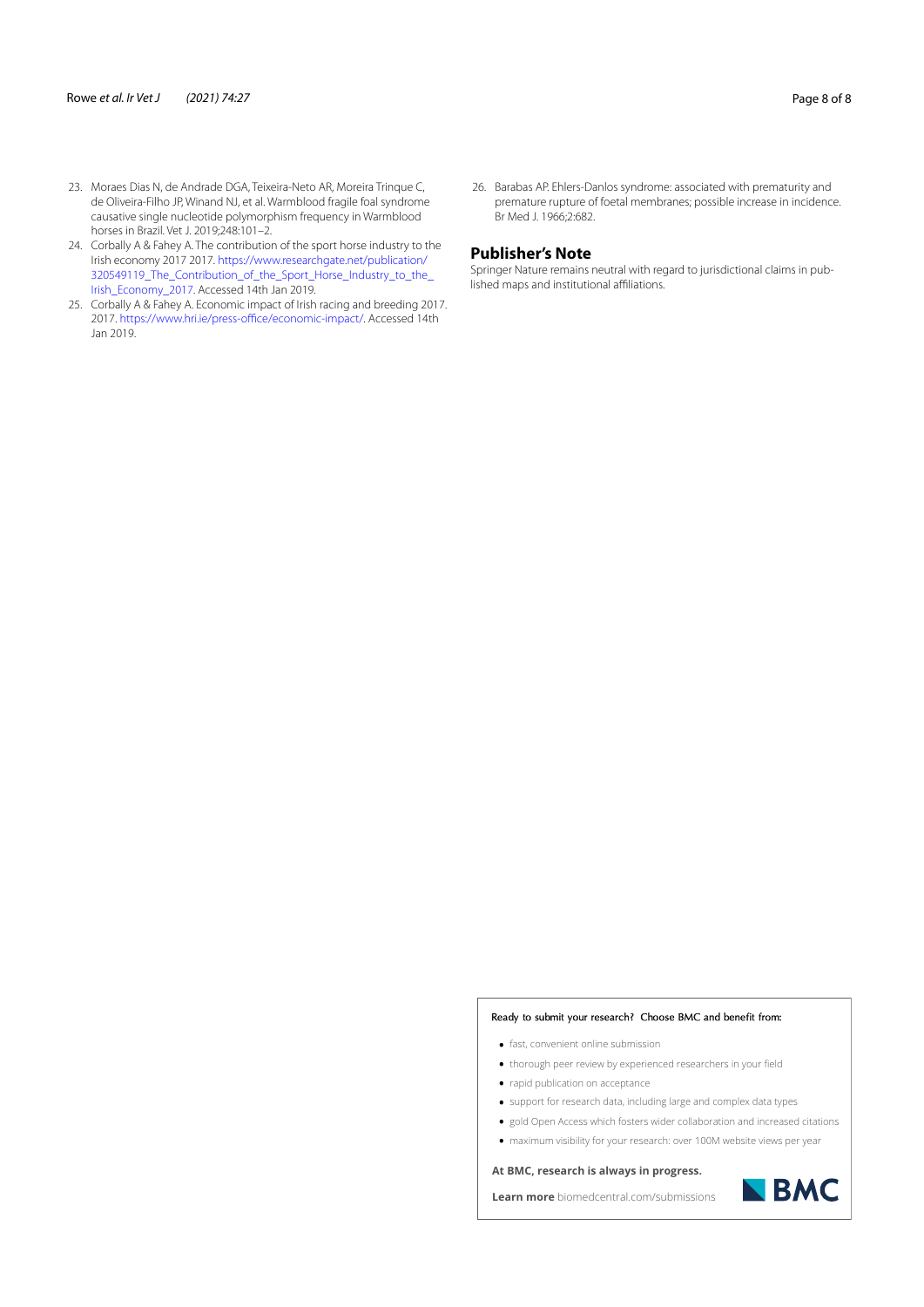23. Moraes Dias N, de Andrade DGA, Teixeira-Neto AR, Moreira Trinque C, de Oliveira-Filho JP, Winand NJ, et al. Warmblood fragile foal syndrome causative single nucleotide polymorphism frequency in Warmblood horses in Brazil. Vet J. 2019;248:101–2.
24. Corbally A & Fahey A. The contribution of the sport horse industry to the Irish economy 2017 2017. https://www.researchgate.net/publication/320549119_The_Contribution_of_the_Sport_Horse_Industry_to_the_Irish_Economy_2017. Accessed 14th Jan 2019.
25. Corbally A & Fahey A. Economic impact of Irish racing and breeding 2017. 2017. https://www.hri.ie/press-office/economic-impact/. Accessed 14th Jan 2019.
26. Barabas AP. Ehlers-Danlos syndrome: associated with prematurity and premature rupture of foetal membranes; possible increase in incidence. Br Med J. 1966;2:682.

## Publisher's Note

Springer Nature remains neutral with regard to jurisdictional claims in published maps and institutional affiliations.

Ready to submit your research? Choose BMC and benefit from:

- fast, convenient online submission
- thorough peer review by experienced researchers in your field
- rapid publication on acceptance
- support for research data, including large and complex data types
- gold Open Access which fosters wider collaboration and increased citations
- maximum visibility for your research: over 100M website views per year

**At BMC, research is always in progress.**

**Learn more** biomedcentral.com/submissions